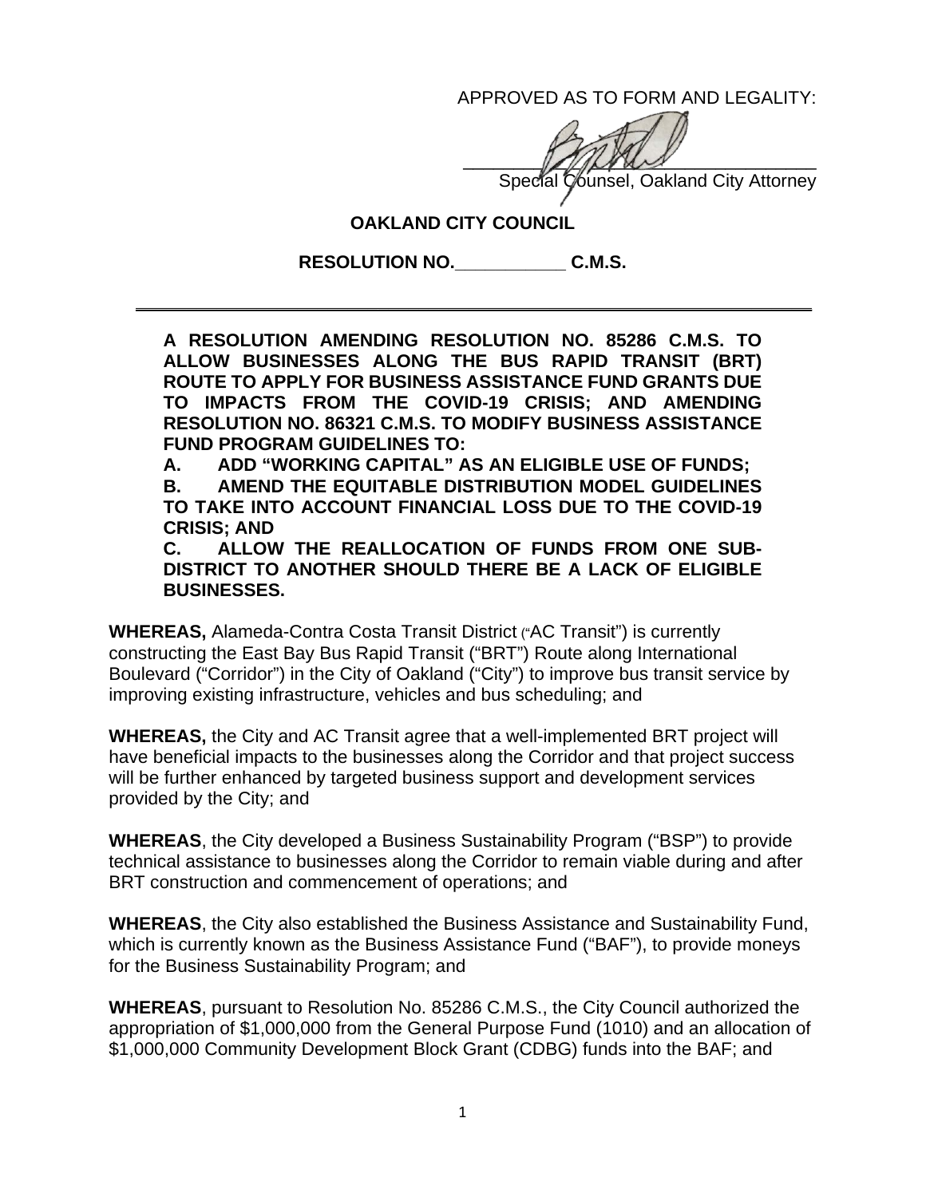APPROVED AS TO FORM AND LEGALITY:

_______________________________________
Special Counsel, Oakland City Attorney

**OAKLAND CITY COUNCIL**

**RESOLUTION NO.___________ C.M.S.**

---

**A RESOLUTION AMENDING RESOLUTION NO. 85286 C.M.S. TO ALLOW BUSINESSES ALONG THE BUS RAPID TRANSIT (BRT) ROUTE TO APPLY FOR BUSINESS ASSISTANCE FUND GRANTS DUE TO IMPACTS FROM THE COVID-19 CRISIS; AND AMENDING RESOLUTION NO. 86321 C.M.S. TO MODIFY BUSINESS ASSISTANCE FUND PROGRAM GUIDELINES TO:**

**A. ADD "WORKING CAPITAL" AS AN ELIGIBLE USE OF FUNDS;**

**B. AMEND THE EQUITABLE DISTRIBUTION MODEL GUIDELINES TO TAKE INTO ACCOUNT FINANCIAL LOSS DUE TO THE COVID-19 CRISIS; AND**

**C. ALLOW THE REALLOCATION OF FUNDS FROM ONE SUB-DISTRICT TO ANOTHER SHOULD THERE BE A LACK OF ELIGIBLE BUSINESSES.**

**WHEREAS,** Alameda-Contra Costa Transit District ("AC Transit") is currently constructing the East Bay Bus Rapid Transit ("BRT") Route along International Boulevard ("Corridor") in the City of Oakland ("City") to improve bus transit service by improving existing infrastructure, vehicles and bus scheduling; and

**WHEREAS,** the City and AC Transit agree that a well-implemented BRT project will have beneficial impacts to the businesses along the Corridor and that project success will be further enhanced by targeted business support and development services provided by the City; and

**WHEREAS**, the City developed a Business Sustainability Program ("BSP") to provide technical assistance to businesses along the Corridor to remain viable during and after BRT construction and commencement of operations; and

**WHEREAS**, the City also established the Business Assistance and Sustainability Fund, which is currently known as the Business Assistance Fund ("BAF"), to provide moneys for the Business Sustainability Program; and

**WHEREAS**, pursuant to Resolution No. 85286 C.M.S., the City Council authorized the appropriation of $1,000,000 from the General Purpose Fund (1010) and an allocation of $1,000,000 Community Development Block Grant (CDBG) funds into the BAF; and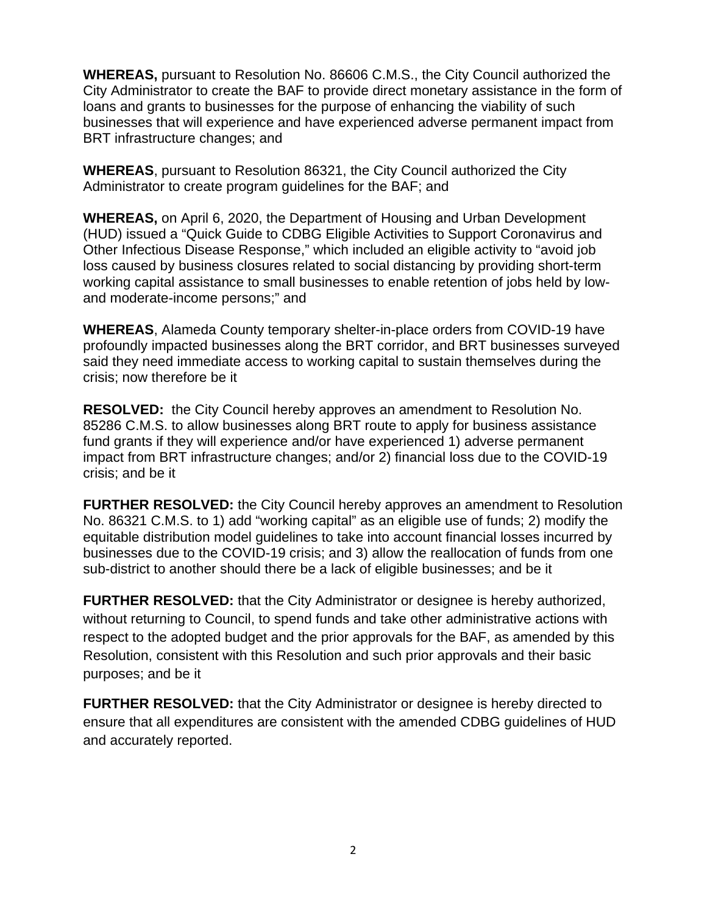**WHEREAS,** pursuant to Resolution No. 86606 C.M.S., the City Council authorized the City Administrator to create the BAF to provide direct monetary assistance in the form of loans and grants to businesses for the purpose of enhancing the viability of such businesses that will experience and have experienced adverse permanent impact from BRT infrastructure changes; and

**WHEREAS**, pursuant to Resolution 86321, the City Council authorized the City Administrator to create program guidelines for the BAF; and

**WHEREAS,** on April 6, 2020, the Department of Housing and Urban Development (HUD) issued a "Quick Guide to CDBG Eligible Activities to Support Coronavirus and Other Infectious Disease Response," which included an eligible activity to "avoid job loss caused by business closures related to social distancing by providing short-term working capital assistance to small businesses to enable retention of jobs held by low- and moderate-income persons;" and

**WHEREAS**, Alameda County temporary shelter-in-place orders from COVID-19 have profoundly impacted businesses along the BRT corridor, and BRT businesses surveyed said they need immediate access to working capital to sustain themselves during the crisis; now therefore be it

**RESOLVED:** the City Council hereby approves an amendment to Resolution No. 85286 C.M.S. to allow businesses along BRT route to apply for business assistance fund grants if they will experience and/or have experienced 1) adverse permanent impact from BRT infrastructure changes; and/or 2) financial loss due to the COVID-19 crisis; and be it

**FURTHER RESOLVED:** the City Council hereby approves an amendment to Resolution No. 86321 C.M.S. to 1) add "working capital" as an eligible use of funds; 2) modify the equitable distribution model guidelines to take into account financial losses incurred by businesses due to the COVID-19 crisis; and 3) allow the reallocation of funds from one sub-district to another should there be a lack of eligible businesses; and be it

**FURTHER RESOLVED:** that the City Administrator or designee is hereby authorized, without returning to Council, to spend funds and take other administrative actions with respect to the adopted budget and the prior approvals for the BAF, as amended by this Resolution, consistent with this Resolution and such prior approvals and their basic purposes; and be it

**FURTHER RESOLVED:** that the City Administrator or designee is hereby directed to ensure that all expenditures are consistent with the amended CDBG guidelines of HUD and accurately reported.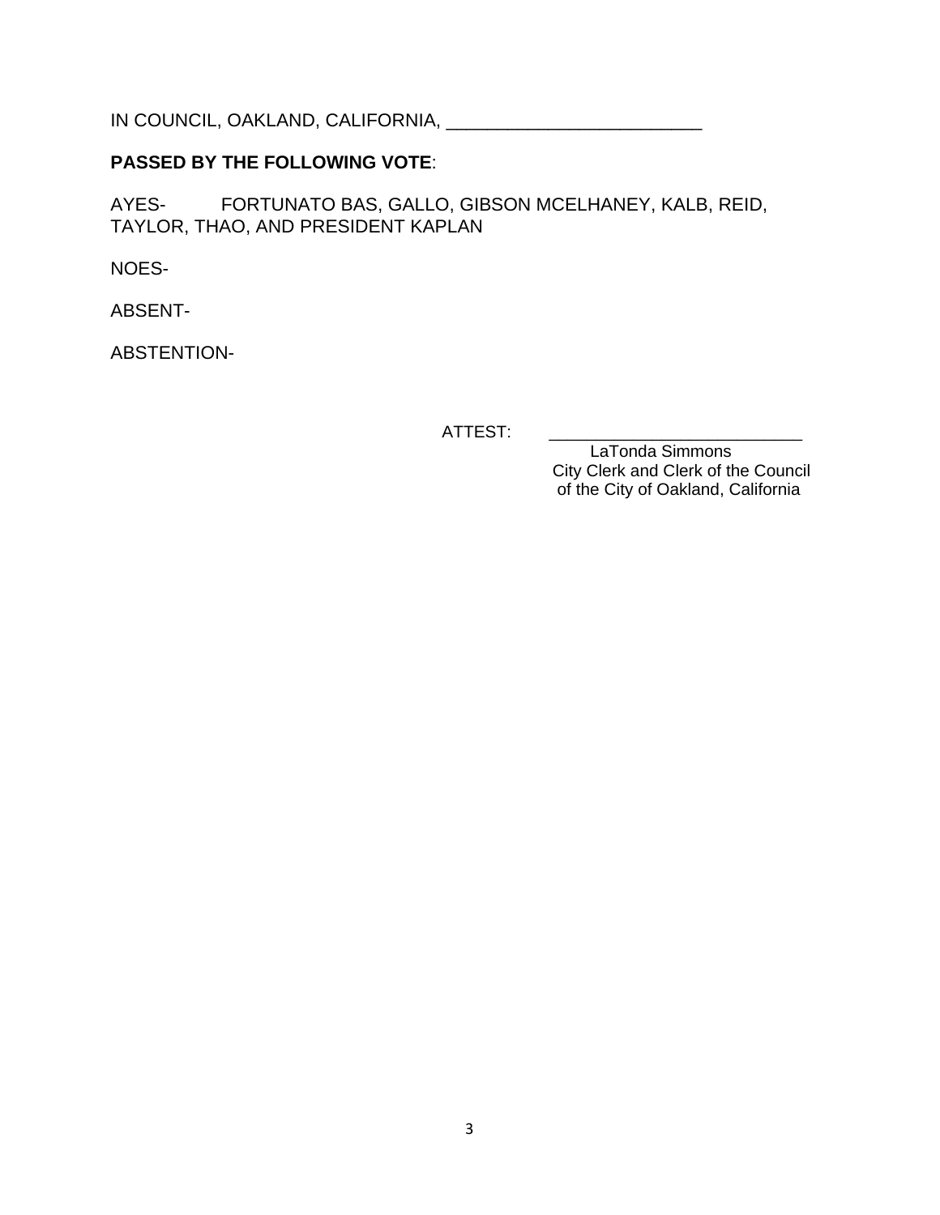IN COUNCIL, OAKLAND, CALIFORNIA, _________________________

**PASSED BY THE FOLLOWING VOTE**:

AYES- FORTUNATO BAS, GALLO, GIBSON MCELHANEY, KALB, REID, TAYLOR, THAO, AND PRESIDENT KAPLAN

NOES-

ABSENT-

ABSTENTION-

ATTEST: __________________________

LaTonda Simmons
City Clerk and Clerk of the Council
of the City of Oakland, California